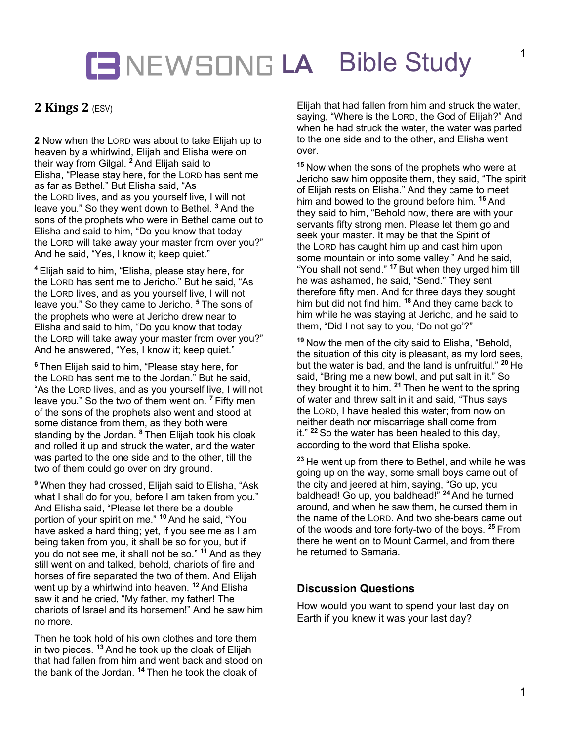# NEWSONG LA Bible Study

## 2 Kings 2 (ESV)

**2** Now when the LORD was about to take Elijah up to heaven by a whirlwind, Elijah and Elisha were on their way from Gilgal. [2] And Elijah said to Elisha, "Please stay here, for the LORD has sent me as far as Bethel." But Elisha said, "As the LORD lives, and as you yourself live, I will not leave you." So they went down to Bethel. [3] And the sons of the prophets who were in Bethel came out to Elisha and said to him, "Do you know that today the LORD will take away your master from over you?" And he said, "Yes, I know it; keep quiet."

[4] Elijah said to him, "Elisha, please stay here, for the LORD has sent me to Jericho." But he said, "As the LORD lives, and as you yourself live, I will not leave you." So they came to Jericho. [5] The sons of the prophets who were at Jericho drew near to Elisha and said to him, "Do you know that today the LORD will take away your master from over you?" And he answered, "Yes, I know it; keep quiet."

[6] Then Elijah said to him, "Please stay here, for the LORD has sent me to the Jordan." But he said, "As the LORD lives, and as you yourself live, I will not leave you." So the two of them went on. [7] Fifty men of the sons of the prophets also went and stood at some distance from them, as they both were standing by the Jordan. [8] Then Elijah took his cloak and rolled it up and struck the water, and the water was parted to the one side and to the other, till the two of them could go over on dry ground.

[9] When they had crossed, Elijah said to Elisha, "Ask what I shall do for you, before I am taken from you." And Elisha said, "Please let there be a double portion of your spirit on me." [10] And he said, "You have asked a hard thing; yet, if you see me as I am being taken from you, it shall be so for you, but if you do not see me, it shall not be so." [11] And as they still went on and talked, behold, chariots of fire and horses of fire separated the two of them. And Elijah went up by a whirlwind into heaven. [12] And Elisha saw it and he cried, "My father, my father! The chariots of Israel and its horsemen!" And he saw him no more.

Then he took hold of his own clothes and tore them in two pieces. [13] And he took up the cloak of Elijah that had fallen from him and went back and stood on the bank of the Jordan. [14] Then he took the cloak of Elijah that had fallen from him and struck the water, saying, "Where is the LORD, the God of Elijah?" And when he had struck the water, the water was parted to the one side and to the other, and Elisha went over.

[15] Now when the sons of the prophets who were at Jericho saw him opposite them, they said, "The spirit of Elijah rests on Elisha." And they came to meet him and bowed to the ground before him. [16] And they said to him, "Behold now, there are with your servants fifty strong men. Please let them go and seek your master. It may be that the Spirit of the LORD has caught him up and cast him upon some mountain or into some valley." And he said, "You shall not send." [17] But when they urged him till he was ashamed, he said, "Send." They sent therefore fifty men. And for three days they sought him but did not find him. [18] And they came back to him while he was staying at Jericho, and he said to them, "Did I not say to you, 'Do not go'?"

[19] Now the men of the city said to Elisha, "Behold, the situation of this city is pleasant, as my lord sees, but the water is bad, and the land is unfruitful." [20] He said, "Bring me a new bowl, and put salt in it." So they brought it to him. [21] Then he went to the spring of water and threw salt in it and said, "Thus says the LORD, I have healed this water; from now on neither death nor miscarriage shall come from it." [22] So the water has been healed to this day, according to the word that Elisha spoke.

[23] He went up from there to Bethel, and while he was going up on the way, some small boys came out of the city and jeered at him, saying, "Go up, you baldhead! Go up, you baldhead!" [24] And he turned around, and when he saw them, he cursed them in the name of the LORD. And two she-bears came out of the woods and tore forty-two of the boys. [25] From there he went on to Mount Carmel, and from there he returned to Samaria.

### Discussion Questions

How would you want to spend your last day on Earth if you knew it was your last day?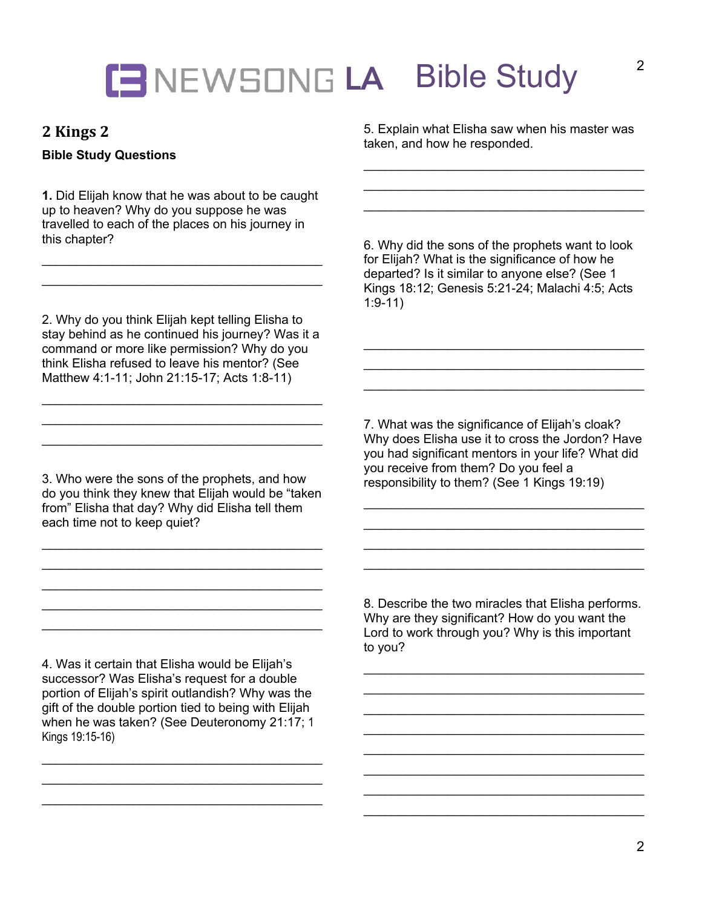# NEWSONG LA Bible Study

## 2 Kings 2

**Bible Study Questions**

**1.** Did Elijah know that he was about to be caught up to heaven? Why do you suppose he was travelled to each of the places on his journey in this chapter?

________________________________________

________________________________________

2. Why do you think Elijah kept telling Elisha to stay behind as he continued his journey? Was it a command or more like permission? Why do you think Elisha refused to leave his mentor? (See Matthew 4:1-11; John 21:15-17; Acts 1:8-11)

________________________________________

________________________________________

________________________________________

3. Who were the sons of the prophets, and how do you think they knew that Elijah would be "taken from" Elisha that day? Why did Elisha tell them each time not to keep quiet?

________________________________________

________________________________________

________________________________________

________________________________________

________________________________________

4. Was it certain that Elisha would be Elijah's successor? Was Elisha's request for a double portion of Elijah's spirit outlandish? Why was the gift of the double portion tied to being with Elijah when he was taken? (See Deuteronomy 21:17; 1 Kings 19:15-16)

________________________________________

________________________________________

________________________________________

5. Explain what Elisha saw when his master was taken, and how he responded.

________________________________________

________________________________________

________________________________________

6. Why did the sons of the prophets want to look for Elijah? What is the significance of how he departed? Is it similar to anyone else? (See 1 Kings 18:12; Genesis 5:21-24; Malachi 4:5; Acts 1:9-11)

________________________________________

________________________________________

________________________________________

7. What was the significance of Elijah's cloak? Why does Elisha use it to cross the Jordon? Have you had significant mentors in your life? What did you receive from them? Do you feel a responsibility to them? (See 1 Kings 19:19)

________________________________________

________________________________________

________________________________________

________________________________________

8. Describe the two miracles that Elisha performs. Why are they significant? How do you want the Lord to work through you? Why is this important to you?

________________________________________

________________________________________

________________________________________

________________________________________

________________________________________

________________________________________

________________________________________

________________________________________